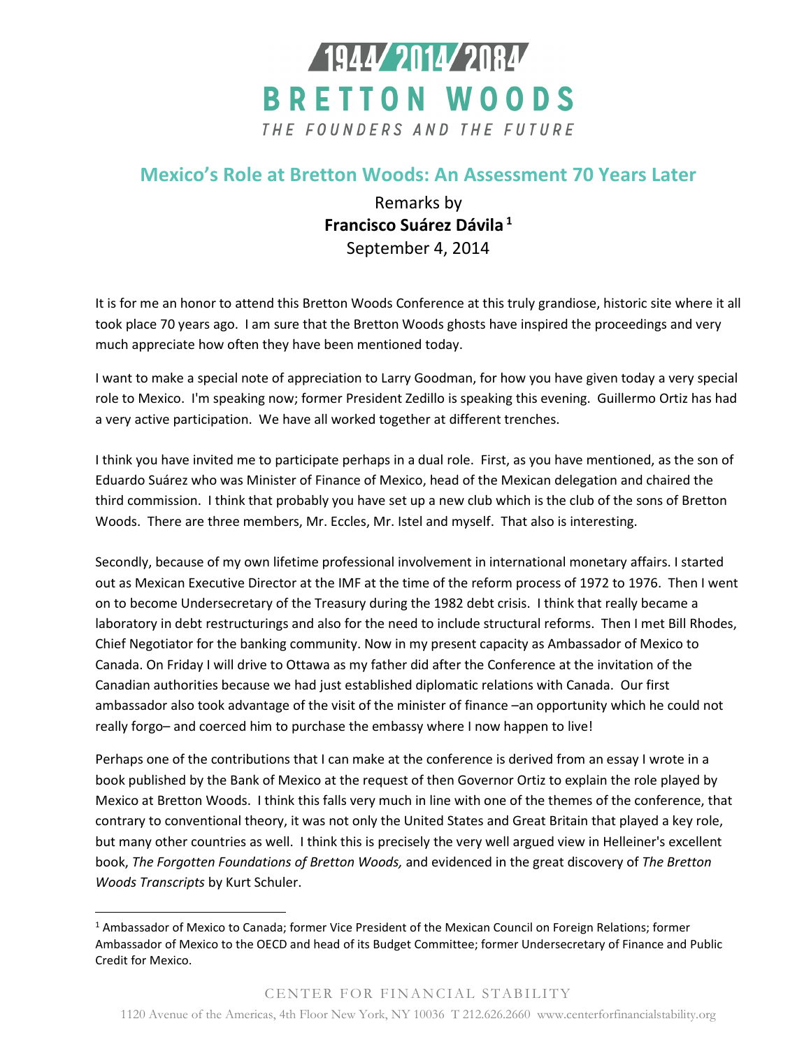# 1944 / 2014 / 2084 BRETTON WOODS

*THE FOUNDERS AND THE FUTURE*

## Mexico's Role at Bretton Woods: An Assessment 70 Years Later

Remarks by
**Francisco Suárez Dávila** [1]
September 4, 2014

It is for me an honor to attend this Bretton Woods Conference at this truly grandiose, historic site where it all took place 70 years ago. I am sure that the Bretton Woods ghosts have inspired the proceedings and very much appreciate how often they have been mentioned today.

I want to make a special note of appreciation to Larry Goodman, for how you have given today a very special role to Mexico. I'm speaking now; former President Zedillo is speaking this evening. Guillermo Ortiz has had a very active participation. We have all worked together at different trenches.

I think you have invited me to participate perhaps in a dual role. First, as you have mentioned, as the son of Eduardo Suárez who was Minister of Finance of Mexico, head of the Mexican delegation and chaired the third commission. I think that probably you have set up a new club which is the club of the sons of Bretton Woods. There are three members, Mr. Eccles, Mr. Istel and myself. That also is interesting.

Secondly, because of my own lifetime professional involvement in international monetary affairs. I started out as Mexican Executive Director at the IMF at the time of the reform process of 1972 to 1976. Then I went on to become Undersecretary of the Treasury during the 1982 debt crisis. I think that really became a laboratory in debt restructurings and also for the need to include structural reforms. Then I met Bill Rhodes, Chief Negotiator for the banking community. Now in my present capacity as Ambassador of Mexico to Canada. On Friday I will drive to Ottawa as my father did after the Conference at the invitation of the Canadian authorities because we had just established diplomatic relations with Canada. Our first ambassador also took advantage of the visit of the minister of finance –an opportunity which he could not really forgo– and coerced him to purchase the embassy where I now happen to live!

Perhaps one of the contributions that I can make at the conference is derived from an essay I wrote in a book published by the Bank of Mexico at the request of then Governor Ortiz to explain the role played by Mexico at Bretton Woods. I think this falls very much in line with one of the themes of the conference, that contrary to conventional theory, it was not only the United States and Great Britain that played a key role, but many other countries as well. I think this is precisely the very well argued view in Helleiner's excellent book, *The Forgotten Foundations of Bretton Woods,* and evidenced in the great discovery of *The Bretton Woods Transcripts* by Kurt Schuler.

[1] Ambassador of Mexico to Canada; former Vice President of the Mexican Council on Foreign Relations; former Ambassador of Mexico to the OECD and head of its Budget Committee; former Undersecretary of Finance and Public Credit for Mexico.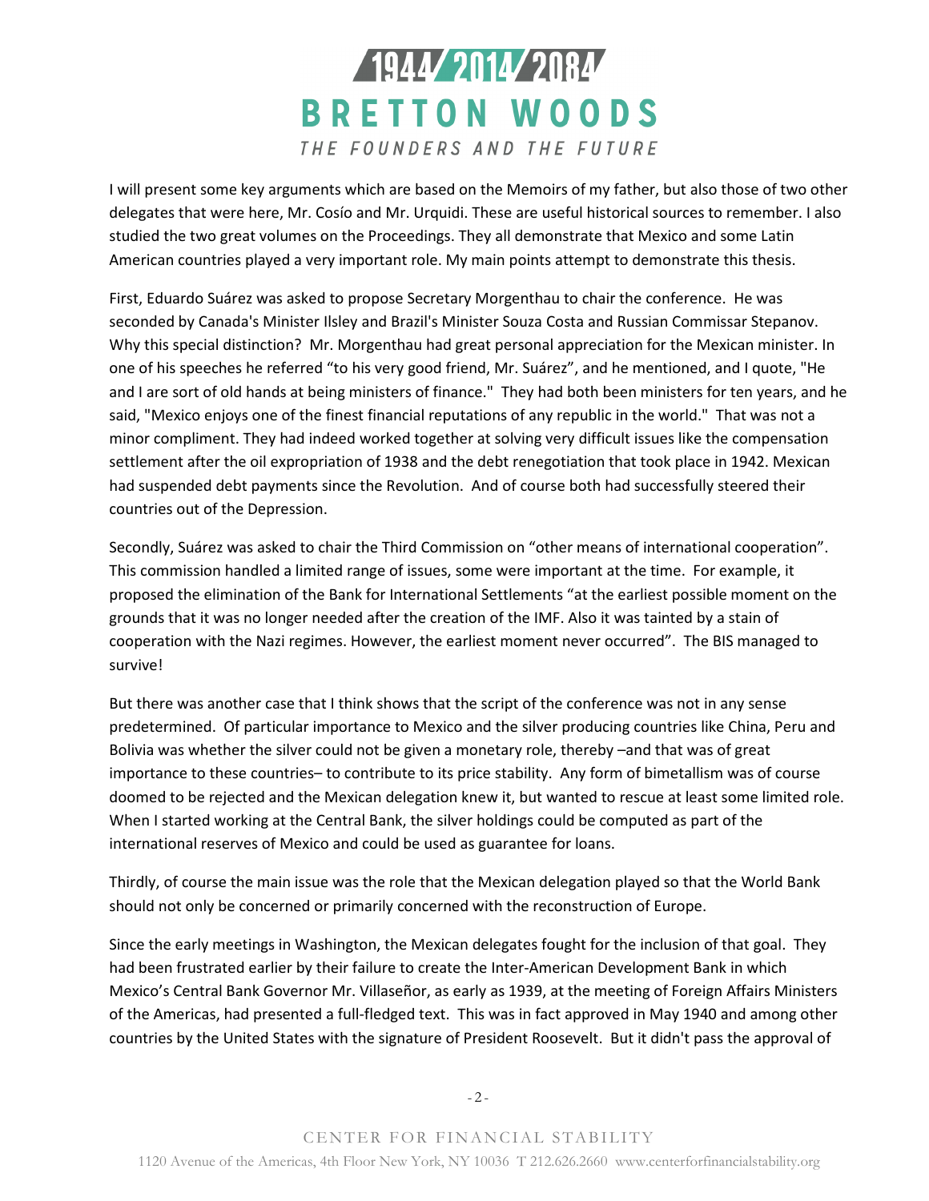I will present some key arguments which are based on the Memoirs of my father, but also those of two other delegates that were here, Mr. Cosío and Mr. Urquidi. These are useful historical sources to remember. I also studied the two great volumes on the Proceedings. They all demonstrate that Mexico and some Latin American countries played a very important role. My main points attempt to demonstrate this thesis.

First, Eduardo Suárez was asked to propose Secretary Morgenthau to chair the conference. He was seconded by Canada's Minister Ilsley and Brazil's Minister Souza Costa and Russian Commissar Stepanov. Why this special distinction? Mr. Morgenthau had great personal appreciation for the Mexican minister. In one of his speeches he referred "to his very good friend, Mr. Suárez", and he mentioned, and I quote, "He and I are sort of old hands at being ministers of finance." They had both been ministers for ten years, and he said, "Mexico enjoys one of the finest financial reputations of any republic in the world." That was not a minor compliment. They had indeed worked together at solving very difficult issues like the compensation settlement after the oil expropriation of 1938 and the debt renegotiation that took place in 1942. Mexican had suspended debt payments since the Revolution. And of course both had successfully steered their countries out of the Depression.

Secondly, Suárez was asked to chair the Third Commission on "other means of international cooperation". This commission handled a limited range of issues, some were important at the time. For example, it proposed the elimination of the Bank for International Settlements "at the earliest possible moment on the grounds that it was no longer needed after the creation of the IMF. Also it was tainted by a stain of cooperation with the Nazi regimes. However, the earliest moment never occurred". The BIS managed to survive!

But there was another case that I think shows that the script of the conference was not in any sense predetermined. Of particular importance to Mexico and the silver producing countries like China, Peru and Bolivia was whether the silver could not be given a monetary role, thereby –and that was of great importance to these countries– to contribute to its price stability. Any form of bimetallism was of course doomed to be rejected and the Mexican delegation knew it, but wanted to rescue at least some limited role. When I started working at the Central Bank, the silver holdings could be computed as part of the international reserves of Mexico and could be used as guarantee for loans.

Thirdly, of course the main issue was the role that the Mexican delegation played so that the World Bank should not only be concerned or primarily concerned with the reconstruction of Europe.

Since the early meetings in Washington, the Mexican delegates fought for the inclusion of that goal. They had been frustrated earlier by their failure to create the Inter-American Development Bank in which Mexico's Central Bank Governor Mr. Villaseñor, as early as 1939, at the meeting of Foreign Affairs Ministers of the Americas, had presented a full-fledged text. This was in fact approved in May 1940 and among other countries by the United States with the signature of President Roosevelt. But it didn't pass the approval of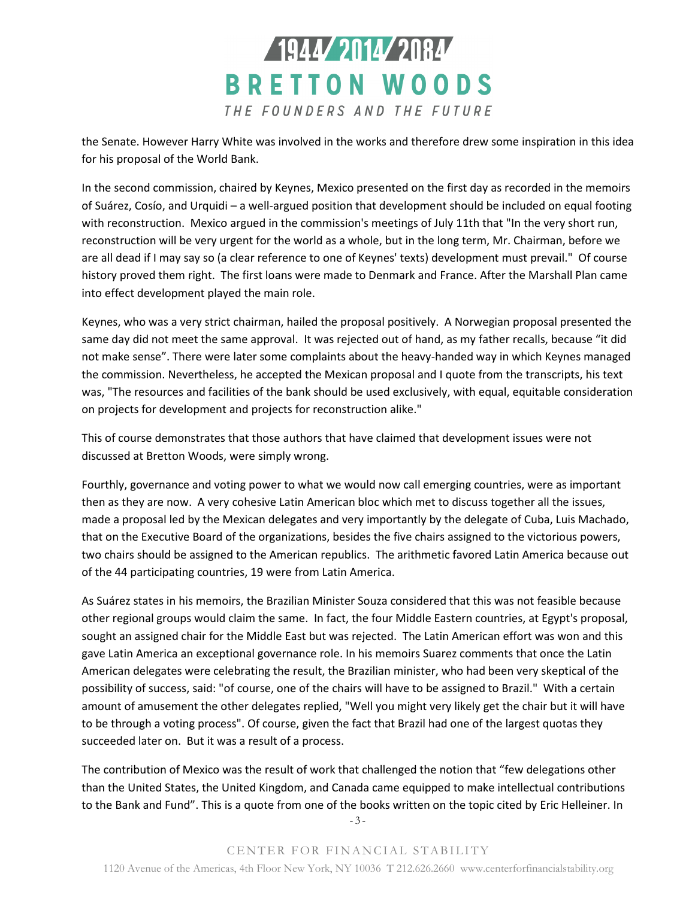the Senate. However Harry White was involved in the works and therefore drew some inspiration in this idea for his proposal of the World Bank.

In the second commission, chaired by Keynes, Mexico presented on the first day as recorded in the memoirs of Suárez, Cosío, and Urquidi – a well-argued position that development should be included on equal footing with reconstruction. Mexico argued in the commission's meetings of July 11th that "In the very short run, reconstruction will be very urgent for the world as a whole, but in the long term, Mr. Chairman, before we are all dead if I may say so (a clear reference to one of Keynes' texts) development must prevail." Of course history proved them right. The first loans were made to Denmark and France. After the Marshall Plan came into effect development played the main role.

Keynes, who was a very strict chairman, hailed the proposal positively. A Norwegian proposal presented the same day did not meet the same approval. It was rejected out of hand, as my father recalls, because "it did not make sense". There were later some complaints about the heavy-handed way in which Keynes managed the commission. Nevertheless, he accepted the Mexican proposal and I quote from the transcripts, his text was, "The resources and facilities of the bank should be used exclusively, with equal, equitable consideration on projects for development and projects for reconstruction alike."

This of course demonstrates that those authors that have claimed that development issues were not discussed at Bretton Woods, were simply wrong.

Fourthly, governance and voting power to what we would now call emerging countries, were as important then as they are now. A very cohesive Latin American bloc which met to discuss together all the issues, made a proposal led by the Mexican delegates and very importantly by the delegate of Cuba, Luis Machado, that on the Executive Board of the organizations, besides the five chairs assigned to the victorious powers, two chairs should be assigned to the American republics. The arithmetic favored Latin America because out of the 44 participating countries, 19 were from Latin America.

As Suárez states in his memoirs, the Brazilian Minister Souza considered that this was not feasible because other regional groups would claim the same. In fact, the four Middle Eastern countries, at Egypt's proposal, sought an assigned chair for the Middle East but was rejected. The Latin American effort was won and this gave Latin America an exceptional governance role. In his memoirs Suarez comments that once the Latin American delegates were celebrating the result, the Brazilian minister, who had been very skeptical of the possibility of success, said: "of course, one of the chairs will have to be assigned to Brazil." With a certain amount of amusement the other delegates replied, "Well you might very likely get the chair but it will have to be through a voting process". Of course, given the fact that Brazil had one of the largest quotas they succeeded later on. But it was a result of a process.

The contribution of Mexico was the result of work that challenged the notion that "few delegations other than the United States, the United Kingdom, and Canada came equipped to make intellectual contributions to the Bank and Fund". This is a quote from one of the books written on the topic cited by Eric Helleiner. In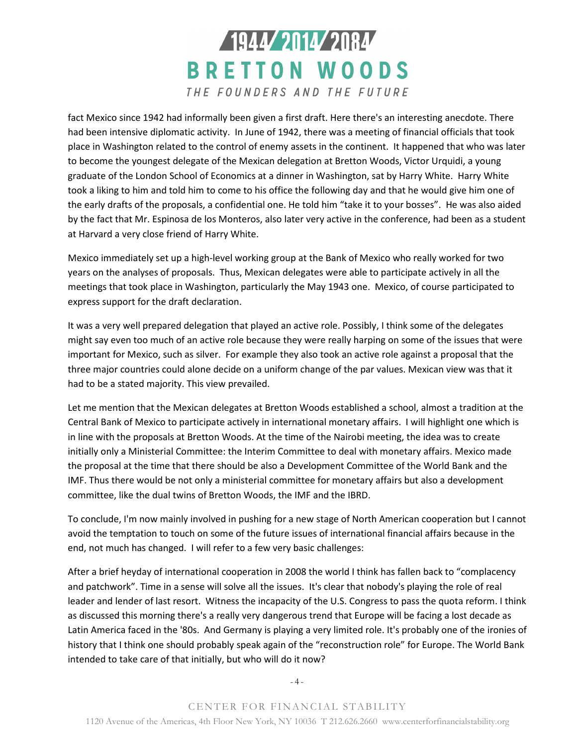fact Mexico since 1942 had informally been given a first draft. Here there's an interesting anecdote. There had been intensive diplomatic activity. In June of 1942, there was a meeting of financial officials that took place in Washington related to the control of enemy assets in the continent. It happened that who was later to become the youngest delegate of the Mexican delegation at Bretton Woods, Victor Urquidi, a young graduate of the London School of Economics at a dinner in Washington, sat by Harry White. Harry White took a liking to him and told him to come to his office the following day and that he would give him one of the early drafts of the proposals, a confidential one. He told him "take it to your bosses". He was also aided by the fact that Mr. Espinosa de los Monteros, also later very active in the conference, had been as a student at Harvard a very close friend of Harry White.

Mexico immediately set up a high-level working group at the Bank of Mexico who really worked for two years on the analyses of proposals. Thus, Mexican delegates were able to participate actively in all the meetings that took place in Washington, particularly the May 1943 one. Mexico, of course participated to express support for the draft declaration.

It was a very well prepared delegation that played an active role. Possibly, I think some of the delegates might say even too much of an active role because they were really harping on some of the issues that were important for Mexico, such as silver. For example they also took an active role against a proposal that the three major countries could alone decide on a uniform change of the par values. Mexican view was that it had to be a stated majority. This view prevailed.

Let me mention that the Mexican delegates at Bretton Woods established a school, almost a tradition at the Central Bank of Mexico to participate actively in international monetary affairs. I will highlight one which is in line with the proposals at Bretton Woods. At the time of the Nairobi meeting, the idea was to create initially only a Ministerial Committee: the Interim Committee to deal with monetary affairs. Mexico made the proposal at the time that there should be also a Development Committee of the World Bank and the IMF. Thus there would be not only a ministerial committee for monetary affairs but also a development committee, like the dual twins of Bretton Woods, the IMF and the IBRD.

To conclude, I'm now mainly involved in pushing for a new stage of North American cooperation but I cannot avoid the temptation to touch on some of the future issues of international financial affairs because in the end, not much has changed. I will refer to a few very basic challenges:

After a brief heyday of international cooperation in 2008 the world I think has fallen back to "complacency and patchwork". Time in a sense will solve all the issues. It's clear that nobody's playing the role of real leader and lender of last resort. Witness the incapacity of the U.S. Congress to pass the quota reform. I think as discussed this morning there's a really very dangerous trend that Europe will be facing a lost decade as Latin America faced in the '80s. And Germany is playing a very limited role. It's probably one of the ironies of history that I think one should probably speak again of the "reconstruction role" for Europe. The World Bank intended to take care of that initially, but who will do it now?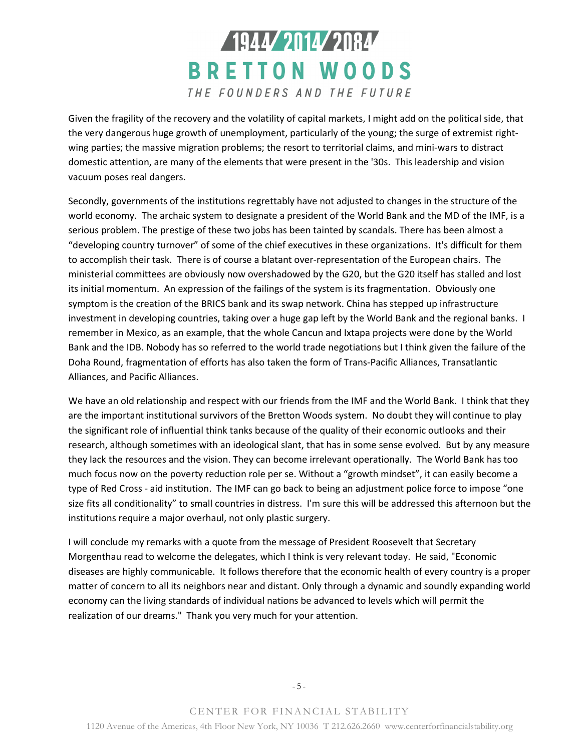Given the fragility of the recovery and the volatility of capital markets, I might add on the political side, that the very dangerous huge growth of unemployment, particularly of the young; the surge of extremist right-wing parties; the massive migration problems; the resort to territorial claims, and mini-wars to distract domestic attention, are many of the elements that were present in the '30s. This leadership and vision vacuum poses real dangers.

Secondly, governments of the institutions regrettably have not adjusted to changes in the structure of the world economy. The archaic system to designate a president of the World Bank and the MD of the IMF, is a serious problem. The prestige of these two jobs has been tainted by scandals. There has been almost a "developing country turnover" of some of the chief executives in these organizations. It's difficult for them to accomplish their task. There is of course a blatant over-representation of the European chairs. The ministerial committees are obviously now overshadowed by the G20, but the G20 itself has stalled and lost its initial momentum. An expression of the failings of the system is its fragmentation. Obviously one symptom is the creation of the BRICS bank and its swap network. China has stepped up infrastructure investment in developing countries, taking over a huge gap left by the World Bank and the regional banks. I remember in Mexico, as an example, that the whole Cancun and Ixtapa projects were done by the World Bank and the IDB. Nobody has so referred to the world trade negotiations but I think given the failure of the Doha Round, fragmentation of efforts has also taken the form of Trans-Pacific Alliances, Transatlantic Alliances, and Pacific Alliances.

We have an old relationship and respect with our friends from the IMF and the World Bank. I think that they are the important institutional survivors of the Bretton Woods system. No doubt they will continue to play the significant role of influential think tanks because of the quality of their economic outlooks and their research, although sometimes with an ideological slant, that has in some sense evolved. But by any measure they lack the resources and the vision. They can become irrelevant operationally. The World Bank has too much focus now on the poverty reduction role per se. Without a "growth mindset", it can easily become a type of Red Cross - aid institution. The IMF can go back to being an adjustment police force to impose "one size fits all conditionality" to small countries in distress. I'm sure this will be addressed this afternoon but the institutions require a major overhaul, not only plastic surgery.

I will conclude my remarks with a quote from the message of President Roosevelt that Secretary Morgenthau read to welcome the delegates, which I think is very relevant today. He said, "Economic diseases are highly communicable. It follows therefore that the economic health of every country is a proper matter of concern to all its neighbors near and distant. Only through a dynamic and soundly expanding world economy can the living standards of individual nations be advanced to levels which will permit the realization of our dreams." Thank you very much for your attention.